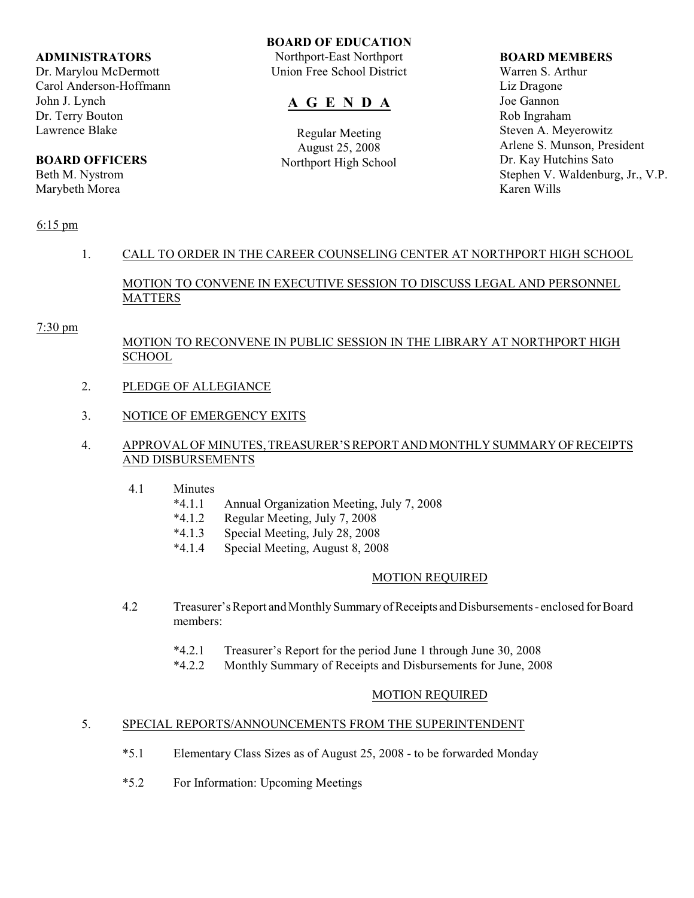**BOARD OF EDUCATION**
Northport-East Northport
Union Free School District

# A G E N D A

Regular Meeting
August 25, 2008
Northport High School

**ADMINISTRATORS**
Dr. Marylou McDermott
Carol Anderson-Hoffmann
John J. Lynch
Dr. Terry Bouton
Lawrence Blake

**BOARD OFFICERS**
Beth M. Nystrom
Marybeth Morea

**BOARD MEMBERS**
Warren S. Arthur
Liz Dragone
Joe Gannon
Rob Ingraham
Steven A. Meyerowitz
Arlene S. Munson, President
Dr. Kay Hutchins Sato
Stephen V. Waldenburg, Jr., V.P.
Karen Wills

6:15 pm

1. CALL TO ORDER IN THE CAREER COUNSELING CENTER AT NORTHPORT HIGH SCHOOL

   MOTION TO CONVENE IN EXECUTIVE SESSION TO DISCUSS LEGAL AND PERSONNEL MATTERS

7:30 pm

   MOTION TO RECONVENE IN PUBLIC SESSION IN THE LIBRARY AT NORTHPORT HIGH SCHOOL

2. PLEDGE OF ALLEGIANCE

3. NOTICE OF EMERGENCY EXITS

4. APPROVAL OF MINUTES, TREASURER'S REPORT AND MONTHLY SUMMARY OF RECEIPTS AND DISBURSEMENTS

   4.1 Minutes
      *4.1.1 Annual Organization Meeting, July 7, 2008
      *4.1.2 Regular Meeting, July 7, 2008
      *4.1.3 Special Meeting, July 28, 2008
      *4.1.4 Special Meeting, August 8, 2008

      MOTION REQUIRED

   4.2 Treasurer's Report and Monthly Summary of Receipts and Disbursements - enclosed for Board members:

      *4.2.1 Treasurer's Report for the period June 1 through June 30, 2008
      *4.2.2 Monthly Summary of Receipts and Disbursements for June, 2008

      MOTION REQUIRED

5. SPECIAL REPORTS/ANNOUNCEMENTS FROM THE SUPERINTENDENT

   *5.1 Elementary Class Sizes as of August 25, 2008 - to be forwarded Monday

   *5.2 For Information: Upcoming Meetings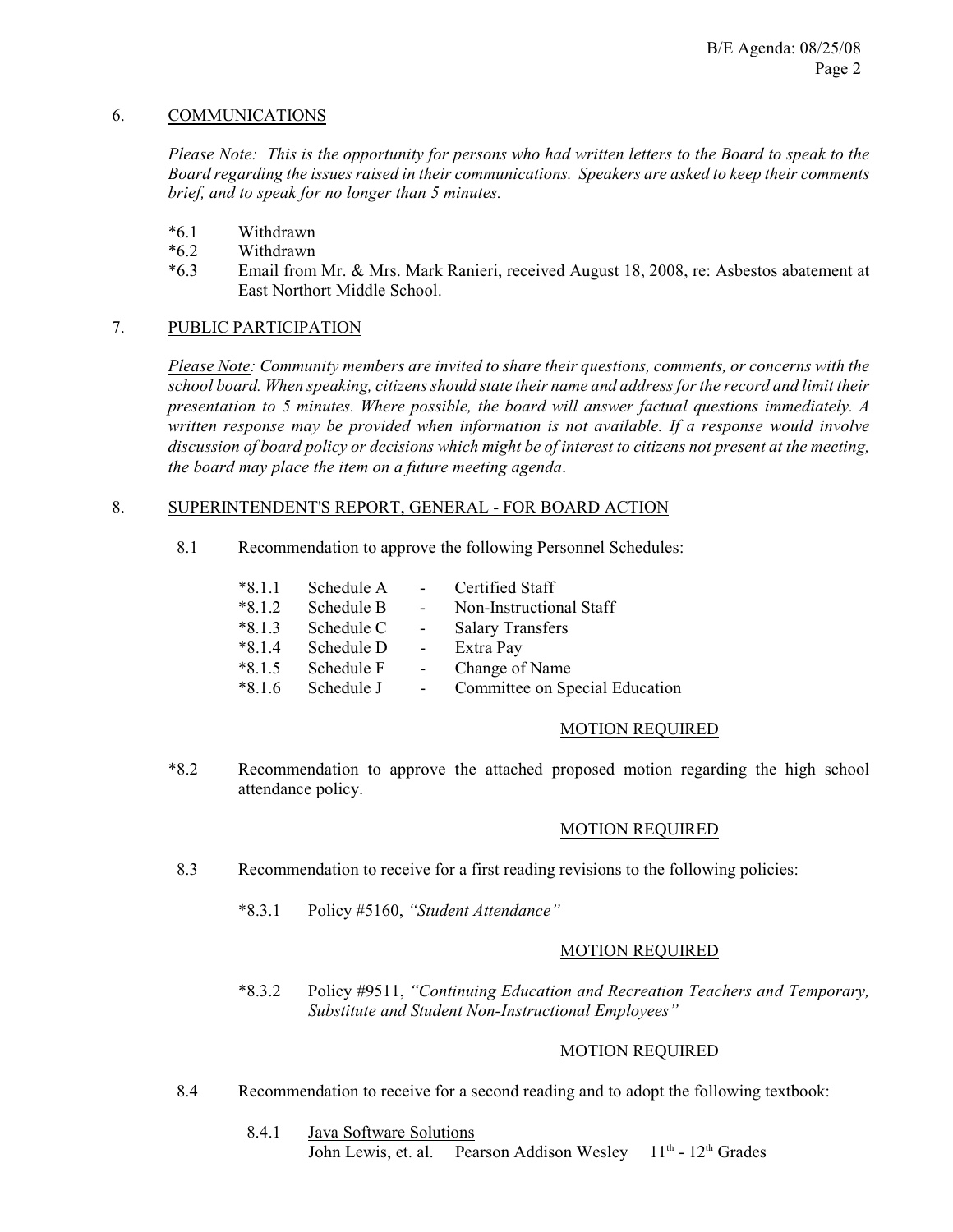## 6. COMMUNICATIONS

*Please Note: This is the opportunity for persons who had written letters to the Board to speak to the Board regarding the issues raised in their communications. Speakers are asked to keep their comments brief, and to speak for no longer than 5 minutes.*

- *6.1 Withdrawn
- *6.2 Withdrawn
- *6.3 Email from Mr. & Mrs. Mark Ranieri, received August 18, 2008, re: Asbestos abatement at East Northort Middle School.

## 7. PUBLIC PARTICIPATION

*Please Note: Community members are invited to share their questions, comments, or concerns with the school board. When speaking, citizens should state their name and address for the record and limit their presentation to 5 minutes. Where possible, the board will answer factual questions immediately. A written response may be provided when information is not available. If a response would involve discussion of board policy or decisions which might be of interest to citizens not present at the meeting, the board may place the item on a future meeting agenda.*

## 8. SUPERINTENDENT'S REPORT, GENERAL - FOR BOARD ACTION

8.1 Recommendation to approve the following Personnel Schedules:

- *8.1.1 Schedule A - Certified Staff
- *8.1.2 Schedule B - Non-Instructional Staff
- *8.1.3 Schedule C - Salary Transfers
- *8.1.4 Schedule D - Extra Pay
- *8.1.5 Schedule F - Change of Name
- *8.1.6 Schedule J - Committee on Special Education

MOTION REQUIRED

*8.2 Recommendation to approve the attached proposed motion regarding the high school attendance policy.

MOTION REQUIRED

8.3 Recommendation to receive for a first reading revisions to the following policies:

*8.3.1 Policy #5160, *"Student Attendance"*

MOTION REQUIRED

*8.3.2 Policy #9511, *"Continuing Education and Recreation Teachers and Temporary, Substitute and Student Non-Instructional Employees"*

MOTION REQUIRED

8.4 Recommendation to receive for a second reading and to adopt the following textbook:

8.4.1 Java Software Solutions
John Lewis, et. al. Pearson Addison Wesley 11th - 12th Grades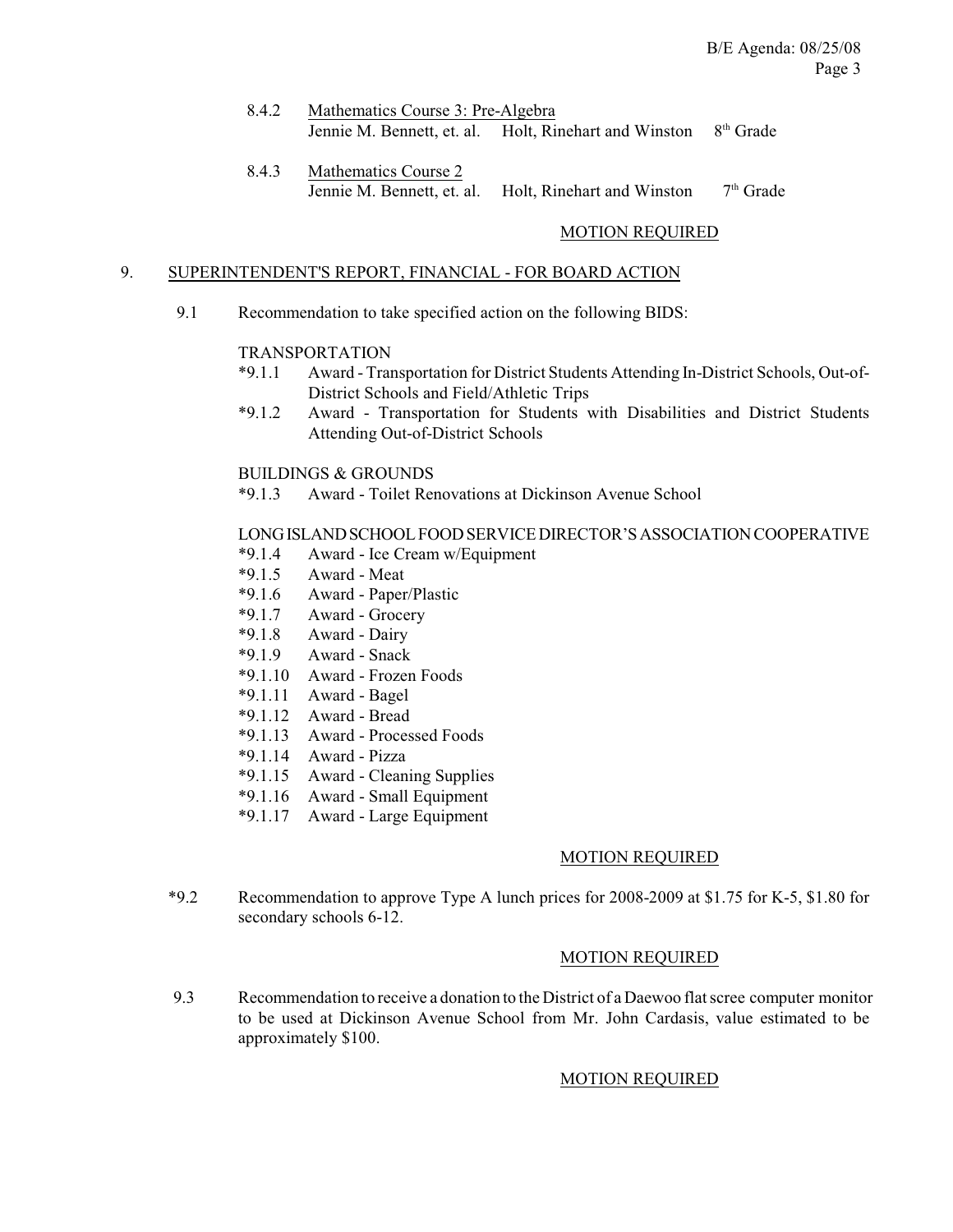8.4.2 Mathematics Course 3: Pre-Algebra
Jennie M. Bennett, et. al. Holt, Rinehart and Winston 8th Grade

8.4.3 Mathematics Course 2
Jennie M. Bennett, et. al. Holt, Rinehart and Winston 7th Grade

MOTION REQUIRED

9. SUPERINTENDENT'S REPORT, FINANCIAL - FOR BOARD ACTION

9.1 Recommendation to take specified action on the following BIDS:

TRANSPORTATION

*9.1.1 Award - Transportation for District Students Attending In-District Schools, Out-of-District Schools and Field/Athletic Trips

*9.1.2 Award - Transportation for Students with Disabilities and District Students Attending Out-of-District Schools

BUILDINGS & GROUNDS

*9.1.3 Award - Toilet Renovations at Dickinson Avenue School

LONG ISLAND SCHOOL FOOD SERVICE DIRECTOR'S ASSOCIATION COOPERATIVE

*9.1.4 Award - Ice Cream w/Equipment
*9.1.5 Award - Meat
*9.1.6 Award - Paper/Plastic
*9.1.7 Award - Grocery
*9.1.8 Award - Dairy
*9.1.9 Award - Snack
*9.1.10 Award - Frozen Foods
*9.1.11 Award - Bagel
*9.1.12 Award - Bread
*9.1.13 Award - Processed Foods
*9.1.14 Award - Pizza
*9.1.15 Award - Cleaning Supplies
*9.1.16 Award - Small Equipment
*9.1.17 Award - Large Equipment

MOTION REQUIRED

*9.2 Recommendation to approve Type A lunch prices for 2008-2009 at $1.75 for K-5, $1.80 for secondary schools 6-12.

MOTION REQUIRED

9.3 Recommendation to receive a donation to the District of a Daewoo flat scree computer monitor to be used at Dickinson Avenue School from Mr. John Cardasis, value estimated to be approximately $100.

MOTION REQUIRED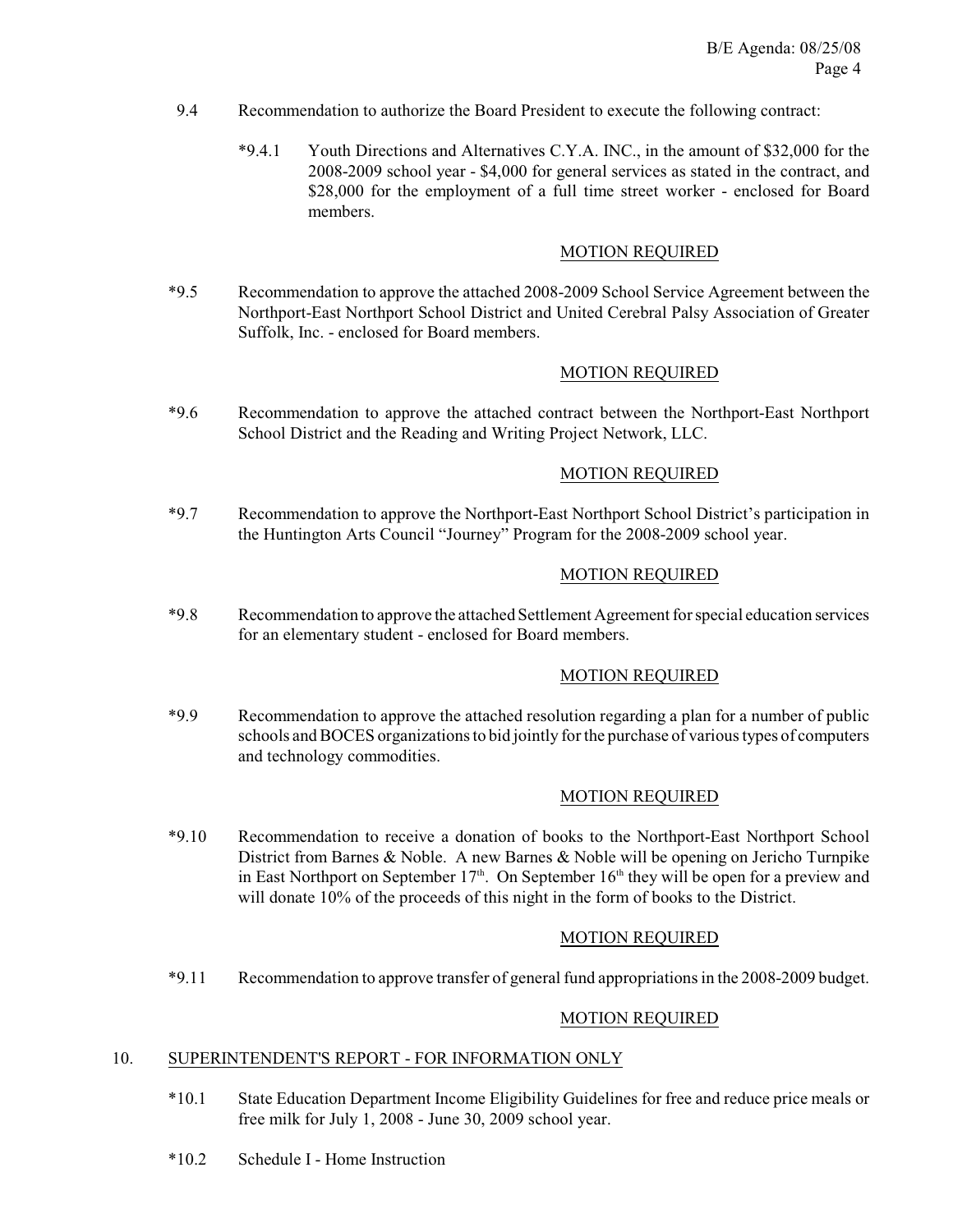9.4 Recommendation to authorize the Board President to execute the following contract:

*9.4.1 Youth Directions and Alternatives C.Y.A. INC., in the amount of $32,000 for the 2008-2009 school year - $4,000 for general services as stated in the contract, and $28,000 for the employment of a full time street worker - enclosed for Board members.

MOTION REQUIRED

*9.5 Recommendation to approve the attached 2008-2009 School Service Agreement between the Northport-East Northport School District and United Cerebral Palsy Association of Greater Suffolk, Inc. - enclosed for Board members.

MOTION REQUIRED

*9.6 Recommendation to approve the attached contract between the Northport-East Northport School District and the Reading and Writing Project Network, LLC.

MOTION REQUIRED

*9.7 Recommendation to approve the Northport-East Northport School District's participation in the Huntington Arts Council "Journey" Program for the 2008-2009 school year.

MOTION REQUIRED

*9.8 Recommendation to approve the attached Settlement Agreement for special education services for an elementary student - enclosed for Board members.

MOTION REQUIRED

*9.9 Recommendation to approve the attached resolution regarding a plan for a number of public schools and BOCES organizations to bid jointly for the purchase of various types of computers and technology commodities.

MOTION REQUIRED

*9.10 Recommendation to receive a donation of books to the Northport-East Northport School District from Barnes & Noble. A new Barnes & Noble will be opening on Jericho Turnpike in East Northport on September 17th. On September 16th they will be open for a preview and will donate 10% of the proceeds of this night in the form of books to the District.

MOTION REQUIRED

*9.11 Recommendation to approve transfer of general fund appropriations in the 2008-2009 budget.

MOTION REQUIRED

## 10. SUPERINTENDENT'S REPORT - FOR INFORMATION ONLY

*10.1 State Education Department Income Eligibility Guidelines for free and reduce price meals or free milk for July 1, 2008 - June 30, 2009 school year.

*10.2 Schedule I - Home Instruction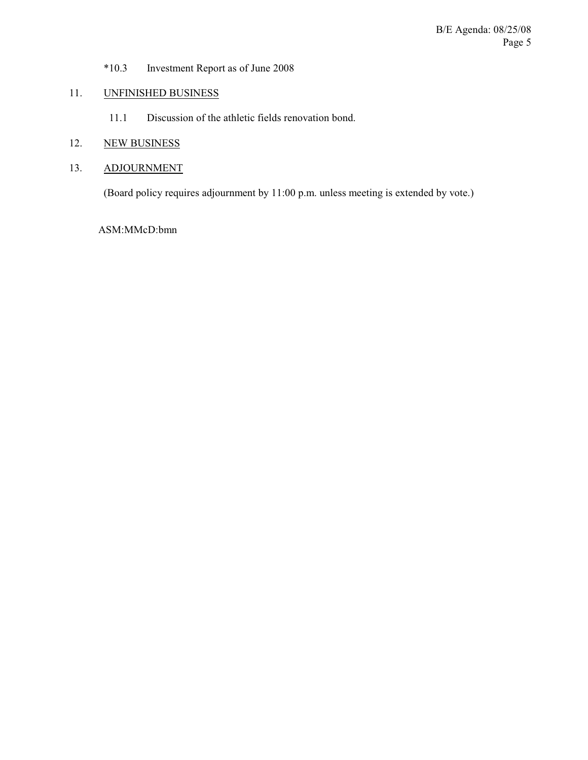*10.3 Investment Report as of June 2008

11. UNFINISHED BUSINESS

 11.1 Discussion of the athletic fields renovation bond.

12. NEW BUSINESS

13. ADJOURNMENT

 (Board policy requires adjournment by 11:00 p.m. unless meeting is extended by vote.)

ASM:MMcD:bmn